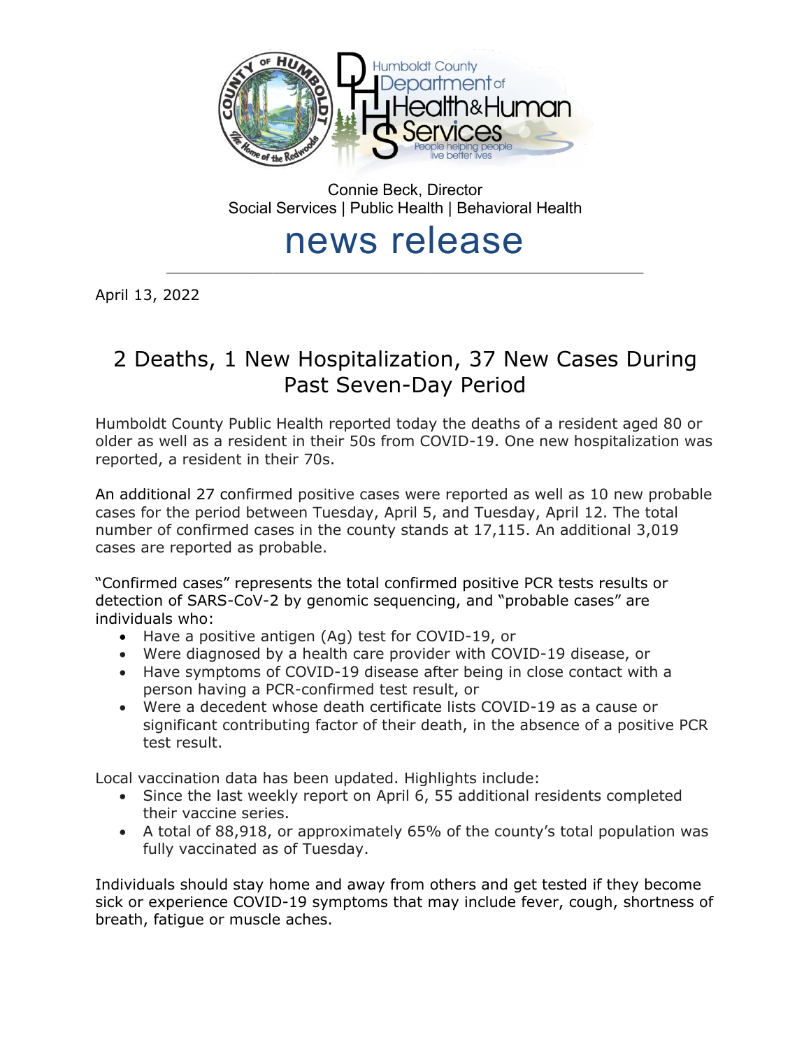Humboldt County Department of Health & Human Services

People helping people live better lives

Connie Beck, Director
Social Services | Public Health | Behavioral Health

# news release

April 13, 2022

## 2 Deaths, 1 New Hospitalization, 37 New Cases During Past Seven-Day Period

Humboldt County Public Health reported today the deaths of a resident aged 80 or older as well as a resident in their 50s from COVID-19. One new hospitalization was reported, a resident in their 70s.

An additional 27 confirmed positive cases were reported as well as 10 new probable cases for the period between Tuesday, April 5, and Tuesday, April 12. The total number of confirmed cases in the county stands at 17,115. An additional 3,019 cases are reported as probable.

"Confirmed cases" represents the total confirmed positive PCR tests results or detection of SARS-CoV-2 by genomic sequencing, and "probable cases" are individuals who:

- Have a positive antigen (Ag) test for COVID-19, or
- Were diagnosed by a health care provider with COVID-19 disease, or
- Have symptoms of COVID-19 disease after being in close contact with a person having a PCR-confirmed test result, or
- Were a decedent whose death certificate lists COVID-19 as a cause or significant contributing factor of their death, in the absence of a positive PCR test result.

Local vaccination data has been updated. Highlights include:

- Since the last weekly report on April 6, 55 additional residents completed their vaccine series.
- A total of 88,918, or approximately 65% of the county's total population was fully vaccinated as of Tuesday.

Individuals should stay home and away from others and get tested if they become sick or experience COVID-19 symptoms that may include fever, cough, shortness of breath, fatigue or muscle aches.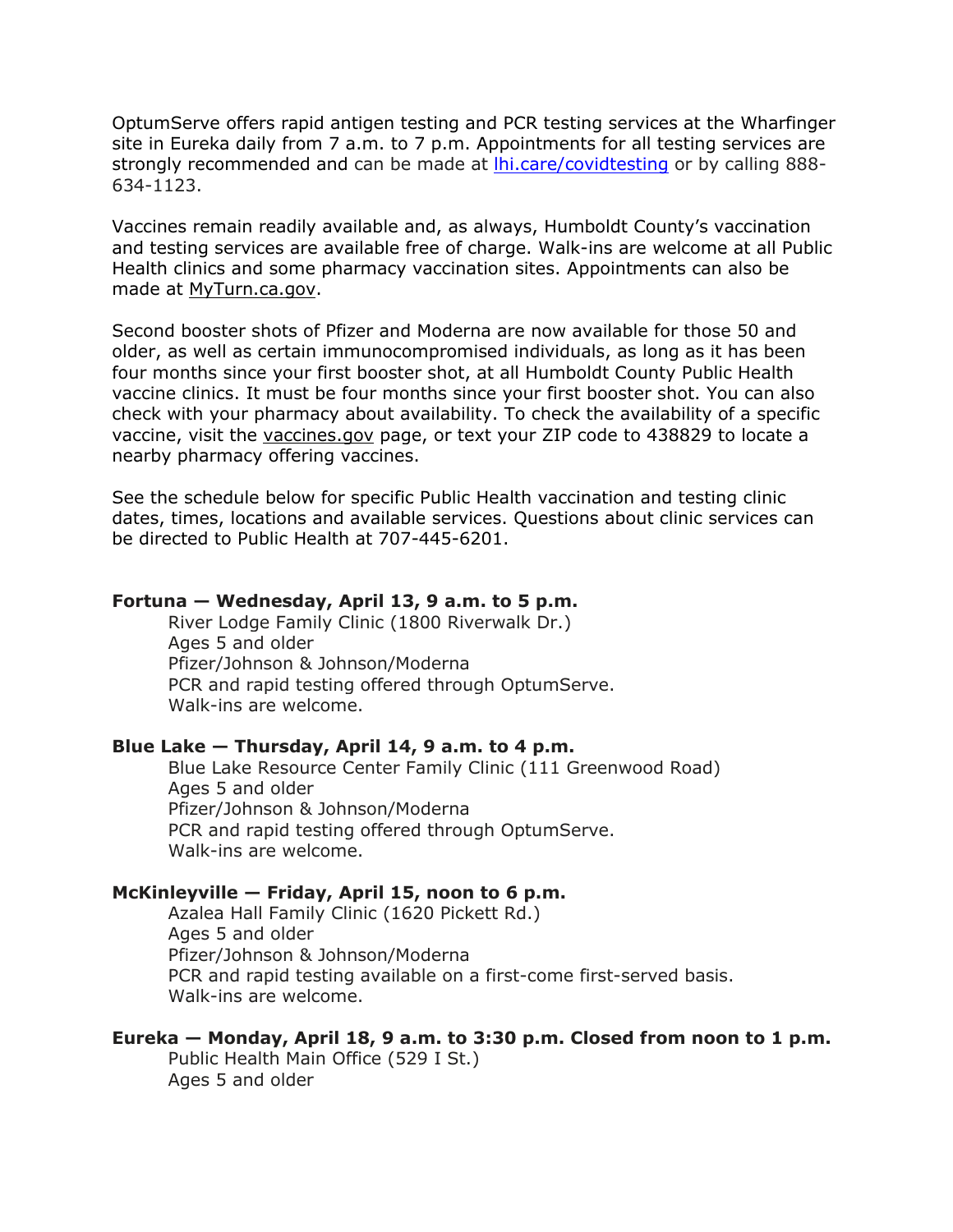OptumServe offers rapid antigen testing and PCR testing services at the Wharfinger site in Eureka daily from 7 a.m. to 7 p.m. Appointments for all testing services are strongly recommended and can be made at [lhi.care/covidtesting](lhi.care/covidtesting) or by calling 888-634-1123.

Vaccines remain readily available and, as always, Humboldt County's vaccination and testing services are available free of charge. Walk-ins are welcome at all Public Health clinics and some pharmacy vaccination sites. Appointments can also be made at MyTurn.ca.gov.

Second booster shots of Pfizer and Moderna are now available for those 50 and older, as well as certain immunocompromised individuals, as long as it has been four months since your first booster shot, at all Humboldt County Public Health vaccine clinics. It must be four months since your first booster shot. You can also check with your pharmacy about availability. To check the availability of a specific vaccine, visit the vaccines.gov page, or text your ZIP code to 438829 to locate a nearby pharmacy offering vaccines.

See the schedule below for specific Public Health vaccination and testing clinic dates, times, locations and available services. Questions about clinic services can be directed to Public Health at 707-445-6201.

**Fortuna — Wednesday, April 13, 9 a.m. to 5 p.m.**

River Lodge Family Clinic (1800 Riverwalk Dr.)
Ages 5 and older
Pfizer/Johnson & Johnson/Moderna
PCR and rapid testing offered through OptumServe.
Walk-ins are welcome.

**Blue Lake — Thursday, April 14, 9 a.m. to 4 p.m.**

Blue Lake Resource Center Family Clinic (111 Greenwood Road)
Ages 5 and older
Pfizer/Johnson & Johnson/Moderna
PCR and rapid testing offered through OptumServe.
Walk-ins are welcome.

**McKinleyville — Friday, April 15, noon to 6 p.m.**

Azalea Hall Family Clinic (1620 Pickett Rd.)
Ages 5 and older
Pfizer/Johnson & Johnson/Moderna
PCR and rapid testing available on a first-come first-served basis.
Walk-ins are welcome.

**Eureka — Monday, April 18, 9 a.m. to 3:30 p.m. Closed from noon to 1 p.m.**

Public Health Main Office (529 I St.)
Ages 5 and older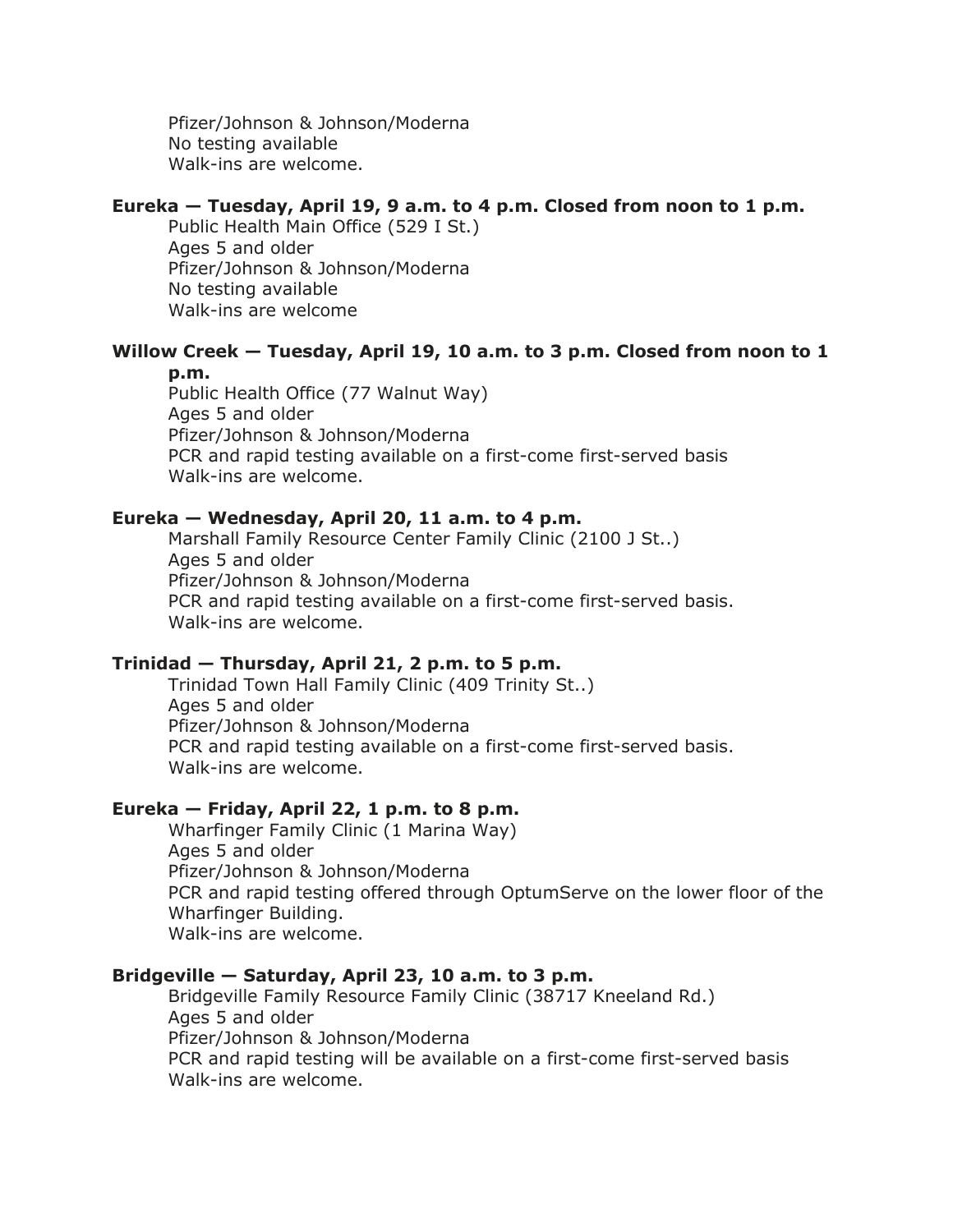Pfizer/Johnson & Johnson/Moderna
No testing available
Walk-ins are welcome.

**Eureka — Tuesday, April 19, 9 a.m. to 4 p.m. Closed from noon to 1 p.m.**

Public Health Main Office (529 I St.)
Ages 5 and older
Pfizer/Johnson & Johnson/Moderna
No testing available
Walk-ins are welcome

**Willow Creek — Tuesday, April 19, 10 a.m. to 3 p.m. Closed from noon to 1 p.m.**

Public Health Office (77 Walnut Way)
Ages 5 and older
Pfizer/Johnson & Johnson/Moderna
PCR and rapid testing available on a first-come first-served basis
Walk-ins are welcome.

**Eureka — Wednesday, April 20, 11 a.m. to 4 p.m.**

Marshall Family Resource Center Family Clinic (2100 J St..)
Ages 5 and older
Pfizer/Johnson & Johnson/Moderna
PCR and rapid testing available on a first-come first-served basis.
Walk-ins are welcome.

**Trinidad — Thursday, April 21, 2 p.m. to 5 p.m.**

Trinidad Town Hall Family Clinic (409 Trinity St..)
Ages 5 and older
Pfizer/Johnson & Johnson/Moderna
PCR and rapid testing available on a first-come first-served basis.
Walk-ins are welcome.

**Eureka — Friday, April 22, 1 p.m. to 8 p.m.**

Wharfinger Family Clinic (1 Marina Way)
Ages 5 and older
Pfizer/Johnson & Johnson/Moderna
PCR and rapid testing offered through OptumServe on the lower floor of the Wharfinger Building.
Walk-ins are welcome.

**Bridgeville — Saturday, April 23, 10 a.m. to 3 p.m.**

Bridgeville Family Resource Family Clinic (38717 Kneeland Rd.)
Ages 5 and older
Pfizer/Johnson & Johnson/Moderna
PCR and rapid testing will be available on a first-come first-served basis
Walk-ins are welcome.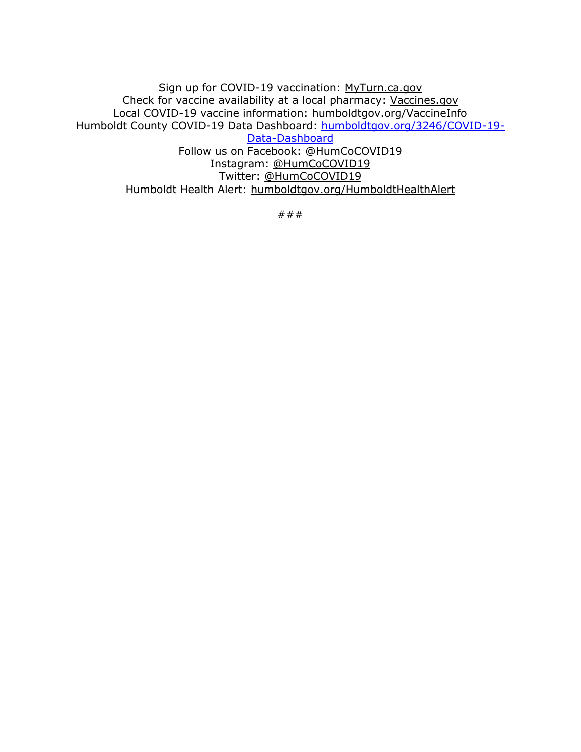Sign up for COVID-19 vaccination: MyTurn.ca.gov
Check for vaccine availability at a local pharmacy: Vaccines.gov
Local COVID-19 vaccine information: humboldtgov.org/VaccineInfo
Humboldt County COVID-19 Data Dashboard: humboldtgov.org/3246/COVID-19-Data-Dashboard
Follow us on Facebook: @HumCoCOVID19
Instagram: @HumCoCOVID19
Twitter: @HumCoCOVID19
Humboldt Health Alert: humboldtgov.org/HumboldtHealthAlert

###